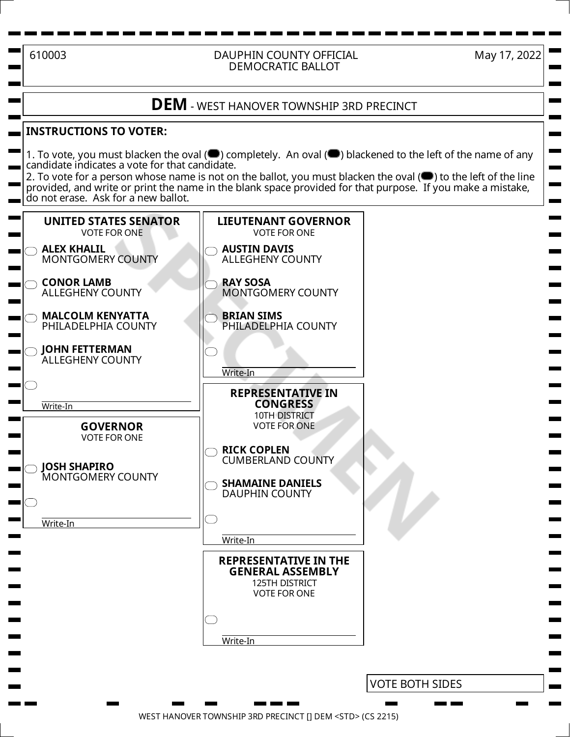610003

DAUPHIN COUNTY OFFICIAL
DEMOCRATIC BALLOT

May 17, 2022

# DEM - WEST HANOVER TOWNSHIP 3RD PRECINCT

**INSTRUCTIONS TO VOTER:**

1. To vote, you must blacken the oval (⬬) completely. An oval (⬬) blackened to the left of the name of any candidate indicates a vote for that candidate.
2. To vote for a person whose name is not on the ballot, you must blacken the oval (⬬) to the left of the line provided, and write or print the name in the blank space provided for that purpose. If you make a mistake, do not erase. Ask for a new ballot.

## UNITED STATES SENATOR
VOTE FOR ONE

- ⬭ **ALEX KHALIL**
  MONTGOMERY COUNTY
- ⬭ **CONOR LAMB**
  ALLEGHENY COUNTY
- ⬭ **MALCOLM KENYATTA**
  PHILADELPHIA COUNTY
- ⬭ **JOHN FETTERMAN**
  ALLEGHENY COUNTY
- ⬭ ______________
  Write-In

## GOVERNOR
VOTE FOR ONE

- ⬭ **JOSH SHAPIRO**
  MONTGOMERY COUNTY
- ⬭ ______________
  Write-In

## LIEUTENANT GOVERNOR
VOTE FOR ONE

- ⬭ **AUSTIN DAVIS**
  ALLEGHENY COUNTY
- ⬭ **RAY SOSA**
  MONTGOMERY COUNTY
- ⬭ **BRIAN SIMS**
  PHILADELPHIA COUNTY
- ⬭ ______________
  Write-In

## REPRESENTATIVE IN CONGRESS
10TH DISTRICT
VOTE FOR ONE

- ⬭ **RICK COPLEN**
  CUMBERLAND COUNTY
- ⬭ **SHAMAINE DANIELS**
  DAUPHIN COUNTY
- ⬭ ______________
  Write-In

## REPRESENTATIVE IN THE GENERAL ASSEMBLY
125TH DISTRICT
VOTE FOR ONE

- ⬭ ______________
  Write-In

VOTE BOTH SIDES

WEST HANOVER TOWNSHIP 3RD PRECINCT [] DEM <STD> (CS 2215)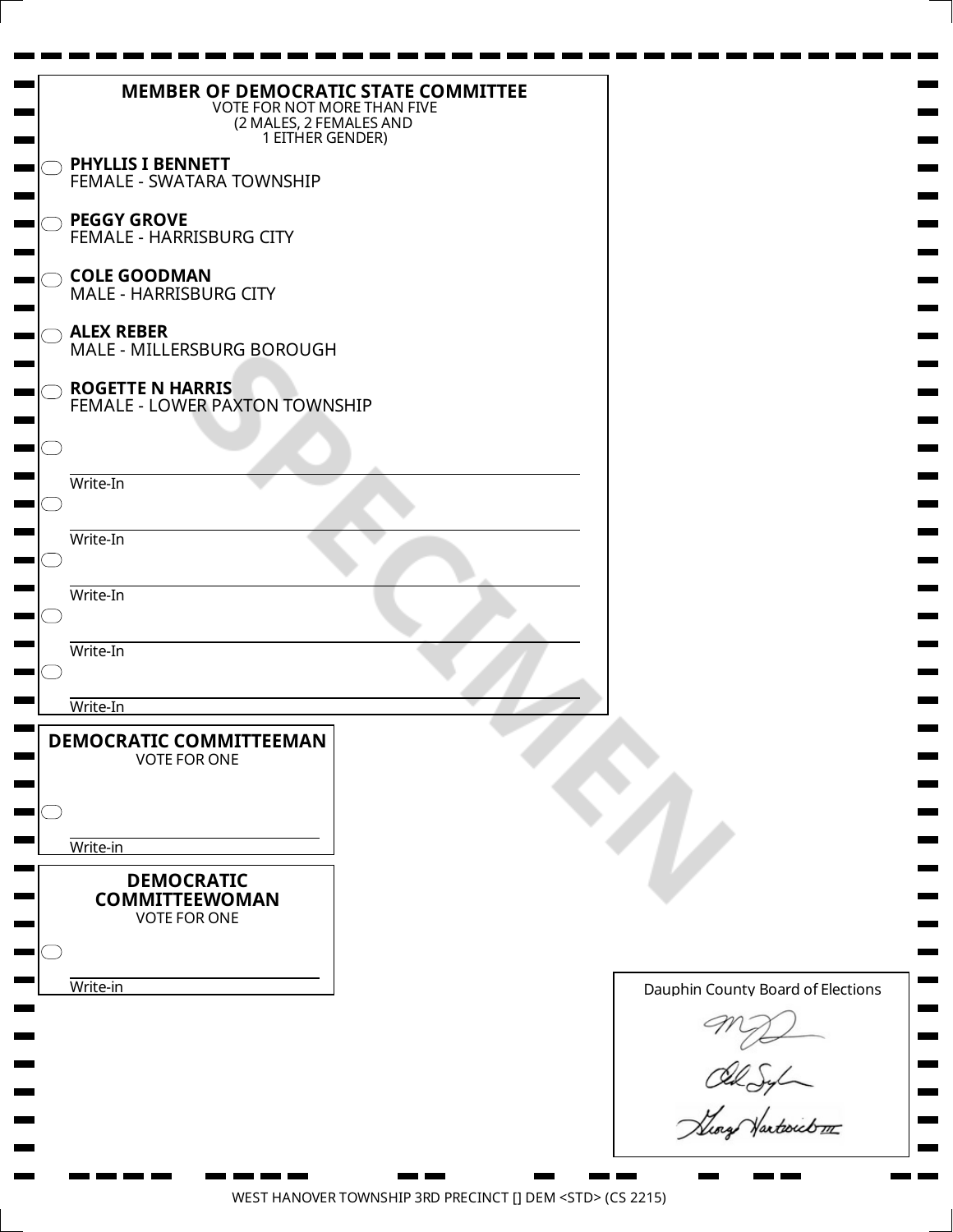## MEMBER OF DEMOCRATIC STATE COMMITTEE

VOTE FOR NOT MORE THAN FIVE
(2 MALES, 2 FEMALES AND
1 EITHER GENDER)

- **PHYLLIS I BENNETT**
  FEMALE - SWATARA TOWNSHIP
- **PEGGY GROVE**
  FEMALE - HARRISBURG CITY
- **COLE GOODMAN**
  MALE - HARRISBURG CITY
- **ALEX REBER**
  MALE - MILLERSBURG BOROUGH
- **ROGETTE N HARRIS**
  FEMALE - LOWER PAXTON TOWNSHIP
- Write-In
- Write-In
- Write-In
- Write-In
- Write-In

## DEMOCRATIC COMMITTEEMAN

VOTE FOR ONE

- Write-in

## DEMOCRATIC COMMITTEEWOMAN

VOTE FOR ONE

- Write-in

SPECIMEN

Dauphin County Board of Elections

WEST HANOVER TOWNSHIP 3RD PRECINCT [] DEM <STD> (CS 2215)